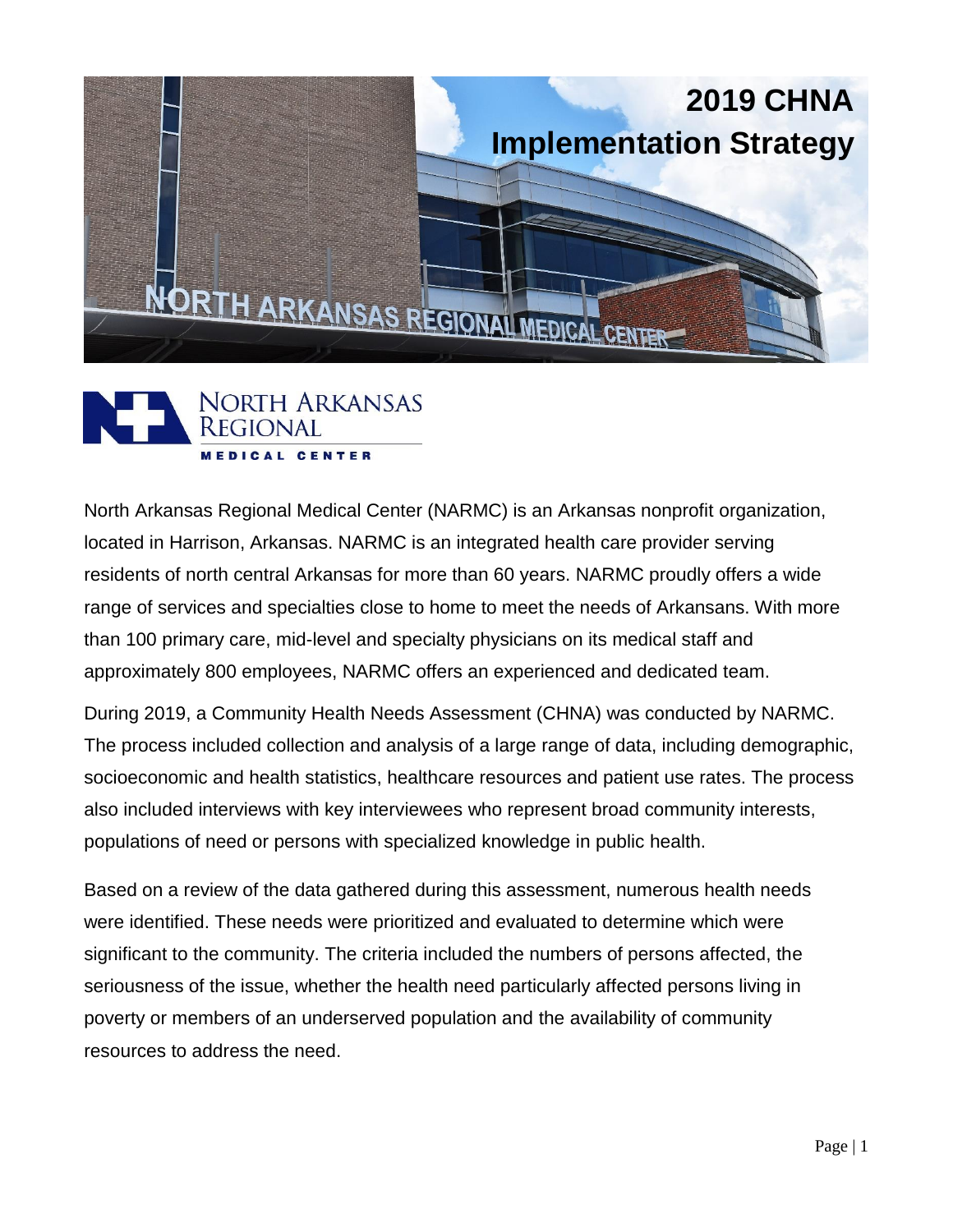# 2019 CHNA Implementation Strategy

North Arkansas Regional Medical Center (NARMC) is an Arkansas nonprofit organization, located in Harrison, Arkansas. NARMC is an integrated health care provider serving residents of north central Arkansas for more than 60 years. NARMC proudly offers a wide range of services and specialties close to home to meet the needs of Arkansans. With more than 100 primary care, mid-level and specialty physicians on its medical staff and approximately 800 employees, NARMC offers an experienced and dedicated team.

During 2019, a Community Health Needs Assessment (CHNA) was conducted by NARMC. The process included collection and analysis of a large range of data, including demographic, socioeconomic and health statistics, healthcare resources and patient use rates. The process also included interviews with key interviewees who represent broad community interests, populations of need or persons with specialized knowledge in public health.

Based on a review of the data gathered during this assessment, numerous health needs were identified. These needs were prioritized and evaluated to determine which were significant to the community. The criteria included the numbers of persons affected, the seriousness of the issue, whether the health need particularly affected persons living in poverty or members of an underserved population and the availability of community resources to address the need.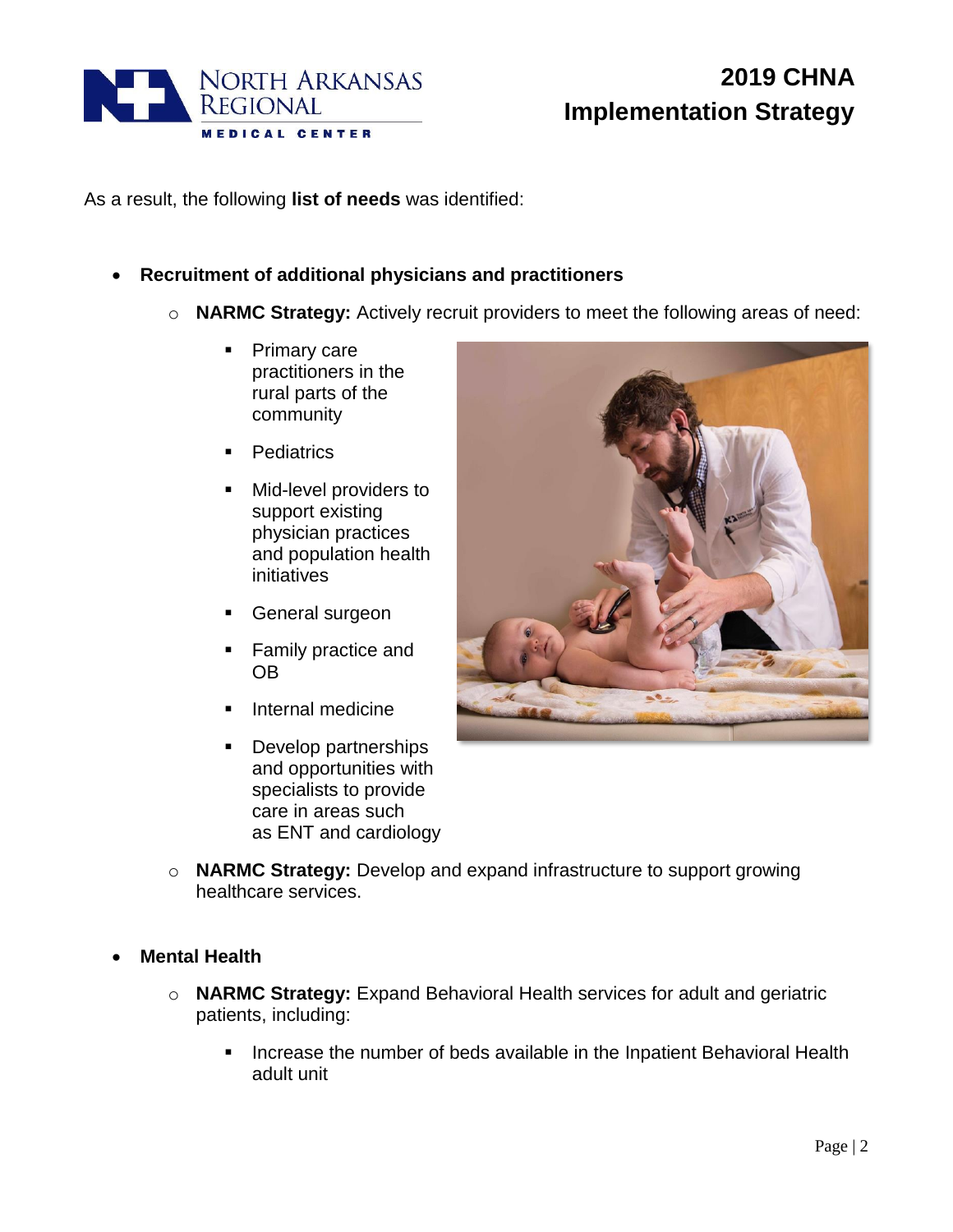As a result, the following **list of needs** was identified:

- **Recruitment of additional physicians and practitioners**
  - **NARMC Strategy:** Actively recruit providers to meet the following areas of need:
    - Primary care practitioners in the rural parts of the community
    - Pediatrics
    - Mid-level providers to support existing physician practices and population health initiatives
    - General surgeon
    - Family practice and OB
    - Internal medicine
    - Develop partnerships and opportunities with specialists to provide care in areas such as ENT and cardiology
  - **NARMC Strategy:** Develop and expand infrastructure to support growing healthcare services.

- **Mental Health**
  - **NARMC Strategy:** Expand Behavioral Health services for adult and geriatric patients, including:
    - Increase the number of beds available in the Inpatient Behavioral Health adult unit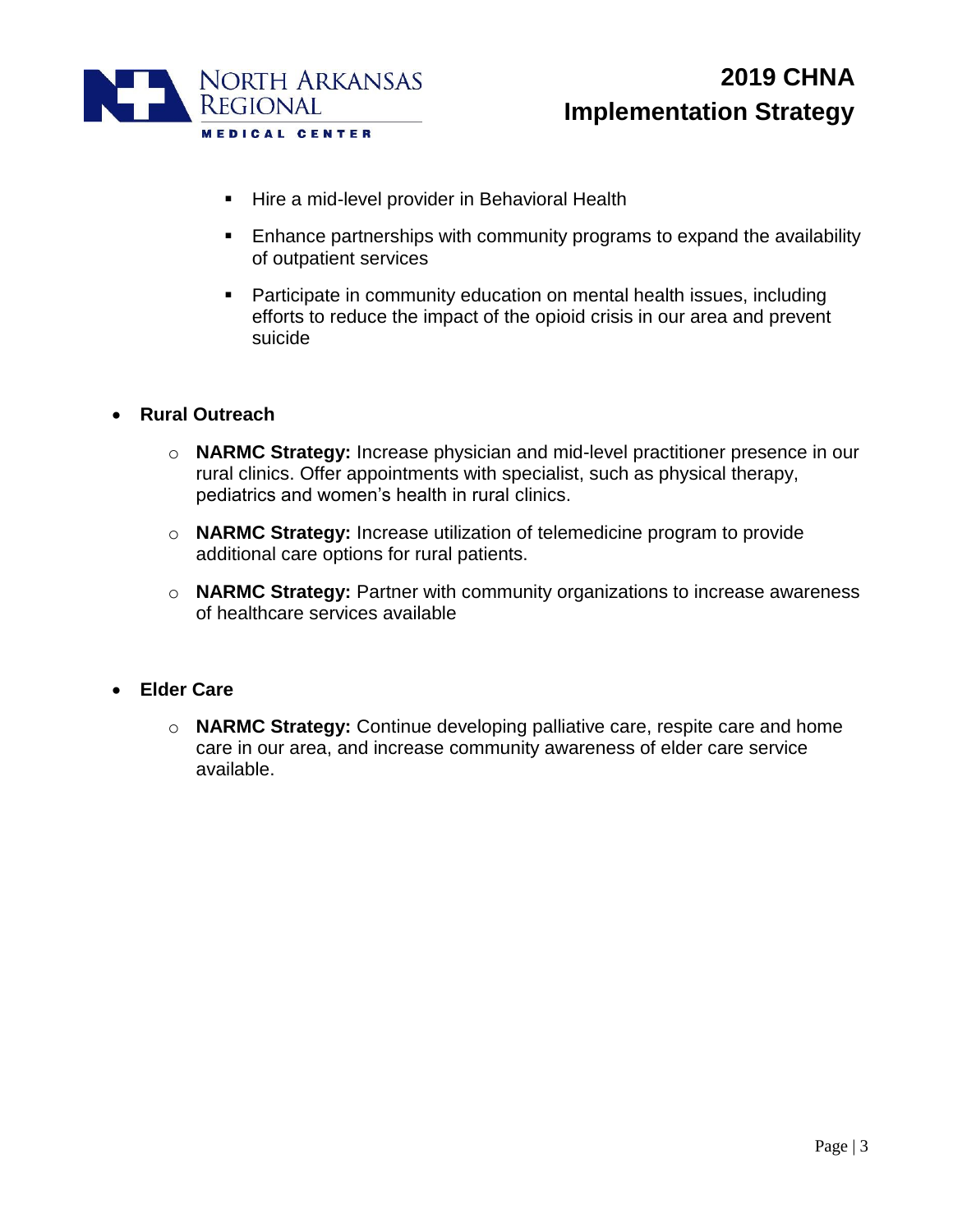- Hire a mid-level provider in Behavioral Health
    - Enhance partnerships with community programs to expand the availability of outpatient services
    - Participate in community education on mental health issues, including efforts to reduce the impact of the opioid crisis in our area and prevent suicide

- **Rural Outreach**
  - **NARMC Strategy:** Increase physician and mid-level practitioner presence in our rural clinics. Offer appointments with specialist, such as physical therapy, pediatrics and women's health in rural clinics.
  - **NARMC Strategy:** Increase utilization of telemedicine program to provide additional care options for rural patients.
  - **NARMC Strategy:** Partner with community organizations to increase awareness of healthcare services available

- **Elder Care**
  - **NARMC Strategy:** Continue developing palliative care, respite care and home care in our area, and increase community awareness of elder care service available.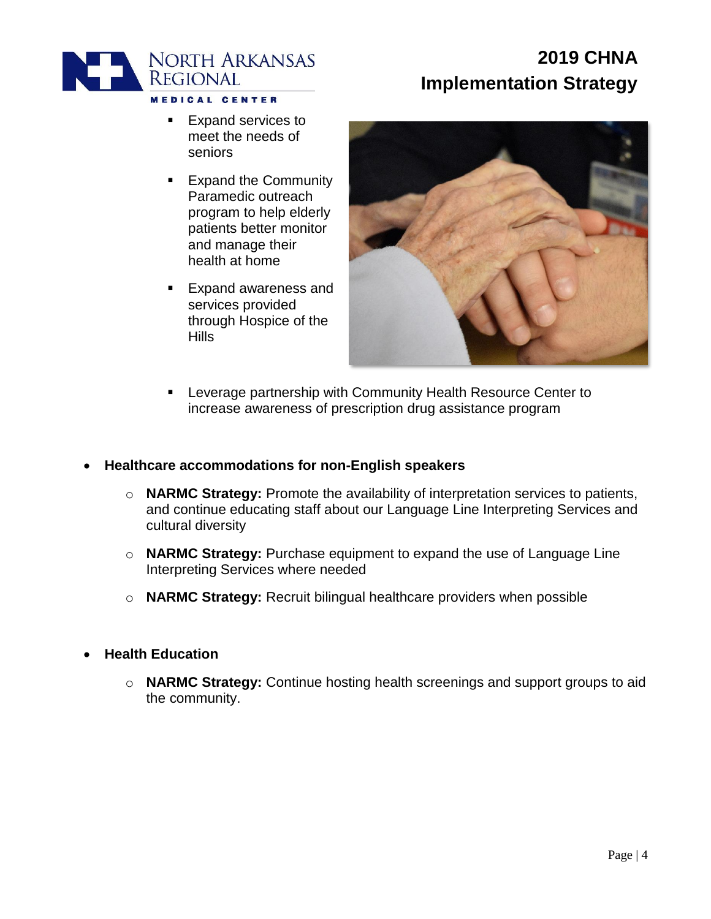- Expand services to meet the needs of seniors
- Expand the Community Paramedic outreach program to help elderly patients better monitor and manage their health at home
- Expand awareness and services provided through Hospice of the Hills
- Leverage partnership with Community Health Resource Center to increase awareness of prescription drug assistance program

- **Healthcare accommodations for non-English speakers**
  - **NARMC Strategy:** Promote the availability of interpretation services to patients, and continue educating staff about our Language Line Interpreting Services and cultural diversity
  - **NARMC Strategy:** Purchase equipment to expand the use of Language Line Interpreting Services where needed
  - **NARMC Strategy:** Recruit bilingual healthcare providers when possible

- **Health Education**
  - **NARMC Strategy:** Continue hosting health screenings and support groups to aid the community.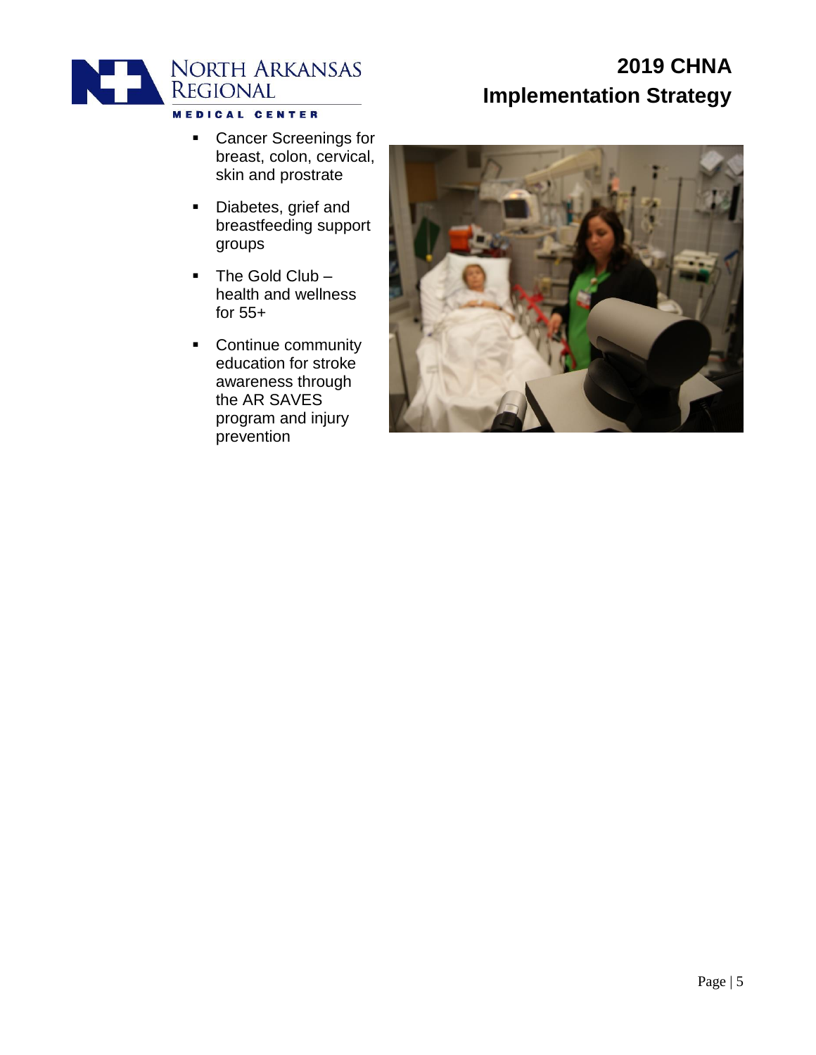- Cancer Screenings for breast, colon, cervical, skin and prostrate
- Diabetes, grief and breastfeeding support groups
- The Gold Club – health and wellness for 55+
- Continue community education for stroke awareness through the AR SAVES program and injury prevention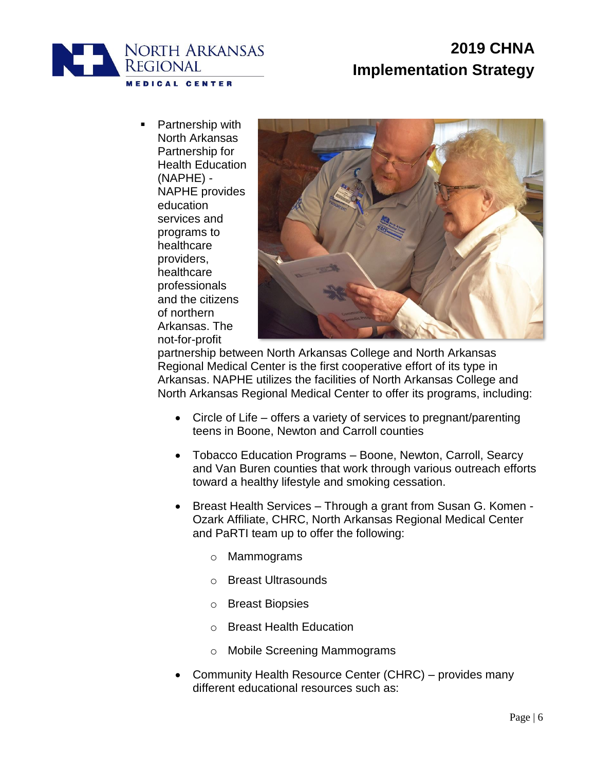- Partnership with North Arkansas Partnership for Health Education (NAPHE) - NAPHE provides education services and programs to healthcare providers, healthcare professionals and the citizens of northern Arkansas. The not-for-profit partnership between North Arkansas College and North Arkansas Regional Medical Center is the first cooperative effort of its type in Arkansas. NAPHE utilizes the facilities of North Arkansas College and North Arkansas Regional Medical Center to offer its programs, including:
  - Circle of Life – offers a variety of services to pregnant/parenting teens in Boone, Newton and Carroll counties
  - Tobacco Education Programs – Boone, Newton, Carroll, Searcy and Van Buren counties that work through various outreach efforts toward a healthy lifestyle and smoking cessation.
  - Breast Health Services – Through a grant from Susan G. Komen - Ozark Affiliate, CHRC, North Arkansas Regional Medical Center and PaRTI team up to offer the following:
    - Mammograms
    - Breast Ultrasounds
    - Breast Biopsies
    - Breast Health Education
    - Mobile Screening Mammograms
  - Community Health Resource Center (CHRC) – provides many different educational resources such as: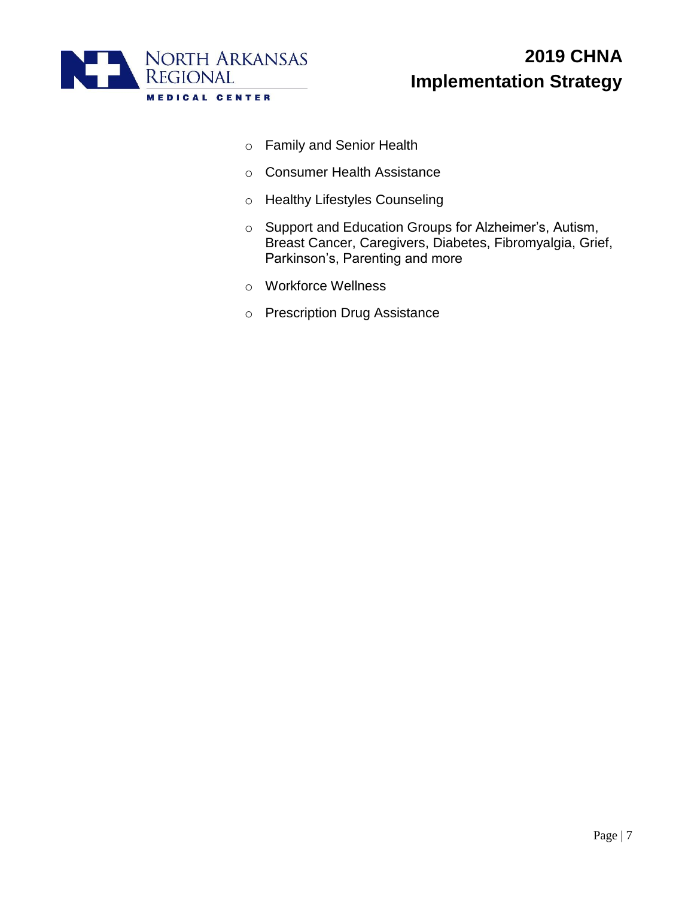- Family and Senior Health
- Consumer Health Assistance
- Healthy Lifestyles Counseling
- Support and Education Groups for Alzheimer's, Autism, Breast Cancer, Caregivers, Diabetes, Fibromyalgia, Grief, Parkinson's, Parenting and more
- Workforce Wellness
- Prescription Drug Assistance